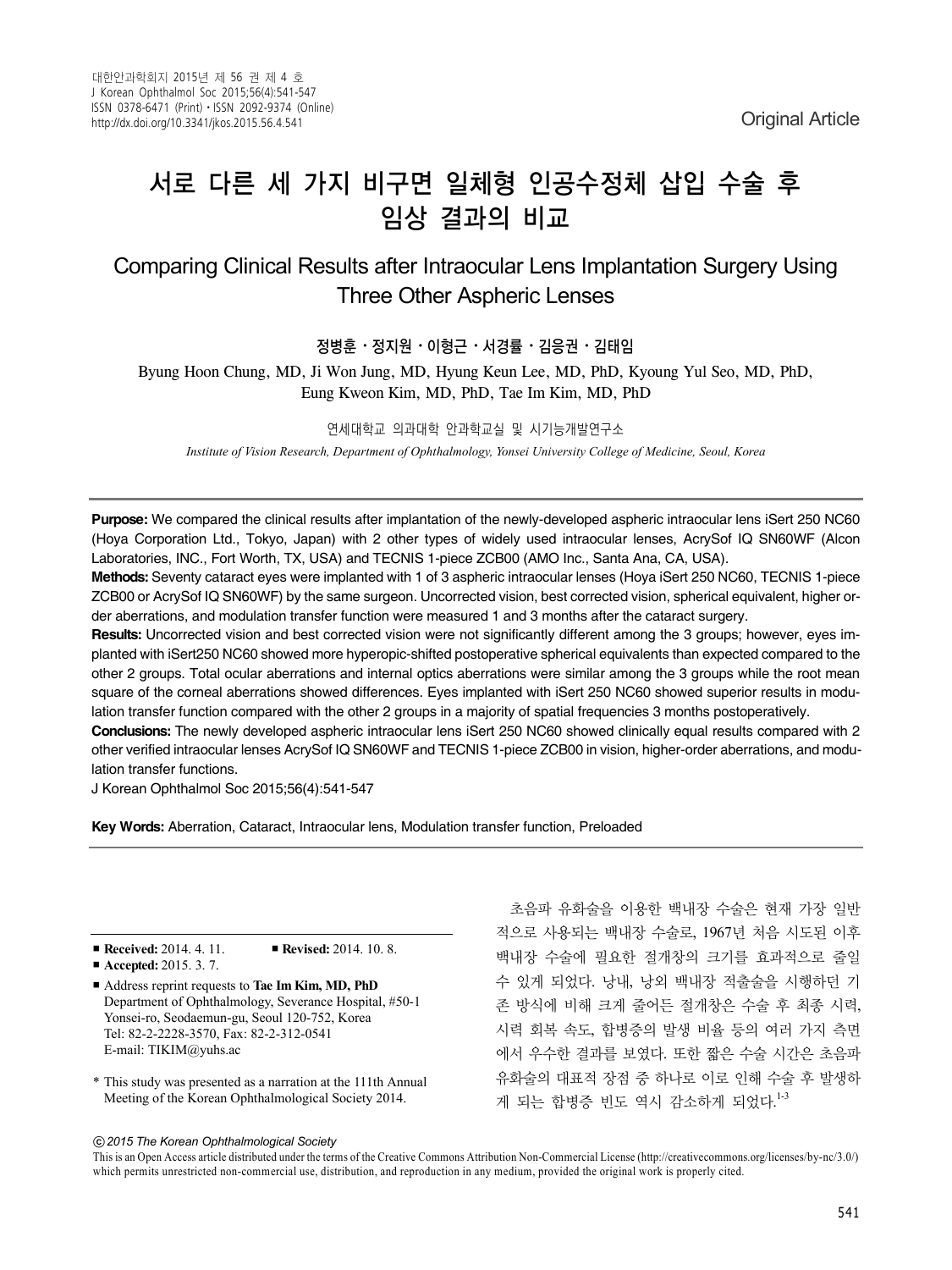Original Article

# 서로 다른 세 가지 비구면 일체형 인공수정체 삽입 수술 후 임상 결과의 비교

## Comparing Clinical Results after Intraocular Lens Implantation Surgery Using Three Other Aspheric Lenses

정병훈・정지원・이형근・서경률・김응권・김태임

Byung Hoon Chung, MD, Ji Won Jung, MD, Hyung Keun Lee, MD, PhD, Kyoung Yul Seo, MD, PhD, Eung Kweon Kim, MD, PhD, Tae Im Kim, MD, PhD

연세대학교 의과대학 안과학교실 및 시기능개발연구소

*Institute of Vision Research, Department of Ophthalmology, Yonsei University College of Medicine, Seoul, Korea*

**Purpose:** We compared the clinical results after implantation of the newly-developed aspheric intraocular lens iSert 250 NC60 (Hoya Corporation Ltd., Tokyo, Japan) with 2 other types of widely used intraocular lenses, AcrySof IQ SN60WF (Alcon Laboratories, INC., Fort Worth, TX, USA) and TECNIS 1-piece ZCB00 (AMO Inc., Santa Ana, CA, USA).

**Methods:** Seventy cataract eyes were implanted with 1 of 3 aspheric intraocular lenses (Hoya iSert 250 NC60, TECNIS 1-piece ZCB00 or AcrySof IQ SN60WF) by the same surgeon. Uncorrected vision, best corrected vision, spherical equivalent, higher order aberrations, and modulation transfer function were measured 1 and 3 months after the cataract surgery.

**Results:** Uncorrected vision and best corrected vision were not significantly different among the 3 groups; however, eyes implanted with iSert250 NC60 showed more hyperopic-shifted postoperative spherical equivalents than expected compared to the other 2 groups. Total ocular aberrations and internal optics aberrations were similar among the 3 groups while the root mean square of the corneal aberrations showed differences. Eyes implanted with iSert 250 NC60 showed superior results in modulation transfer function compared with the other 2 groups in a majority of spatial frequencies 3 months postoperatively.

**Conclusions:** The newly developed aspheric intraocular lens iSert 250 NC60 showed clinically equal results compared with 2 other verified intraocular lenses AcrySof IQ SN60WF and TECNIS 1-piece ZCB00 in vision, higher-order aberrations, and modulation transfer functions.

J Korean Ophthalmol Soc 2015;56(4):541-547

**Key Words:** Aberration, Cataract, Intraocular lens, Modulation transfer function, Preloaded

- **Received:** 2014. 4. 11. **Revised:** 2014. 10. 8.
- **Accepted:** 2015. 3. 7.
- Address reprint requests to **Tae Im Kim, MD, PhD**
  Department of Ophthalmology, Severance Hospital, #50-1 Yonsei-ro, Seodaemun-gu, Seoul 120-752, Korea
  Tel: 82-2-2228-3570, Fax: 82-2-312-0541
  E-mail: TIKIM@yuhs.ac

\* This study was presented as a narration at the 111th Annual Meeting of the Korean Ophthalmological Society 2014.

초음파 유화술을 이용한 백내장 수술은 현재 가장 일반적으로 사용되는 백내장 수술로, 1967년 처음 시도된 이후 백내장 수술에 필요한 절개창의 크기를 효과적으로 줄일 수 있게 되었다. 낭내, 낭외 백내장 적출술을 시행하던 기존 방식에 비해 크게 줄어든 절개창은 수술 후 최종 시력, 시력 회복 속도, 합병증의 발생 비율 등의 여러 가지 측면에서 우수한 결과를 보였다. 또한 짧은 수술 시간은 초음파 유화술의 대표적 장점 중 하나로 이로 인해 수술 후 발생하게 되는 합병증 빈도 역시 감소하게 되었다.[1-3]

ⓒ 2015 The Korean Ophthalmological Society

This is an Open Access article distributed under the terms of the Creative Commons Attribution Non-Commercial License (http://creativecommons.org/licenses/by-nc/3.0/) which permits unrestricted non-commercial use, distribution, and reproduction in any medium, provided the original work is properly cited.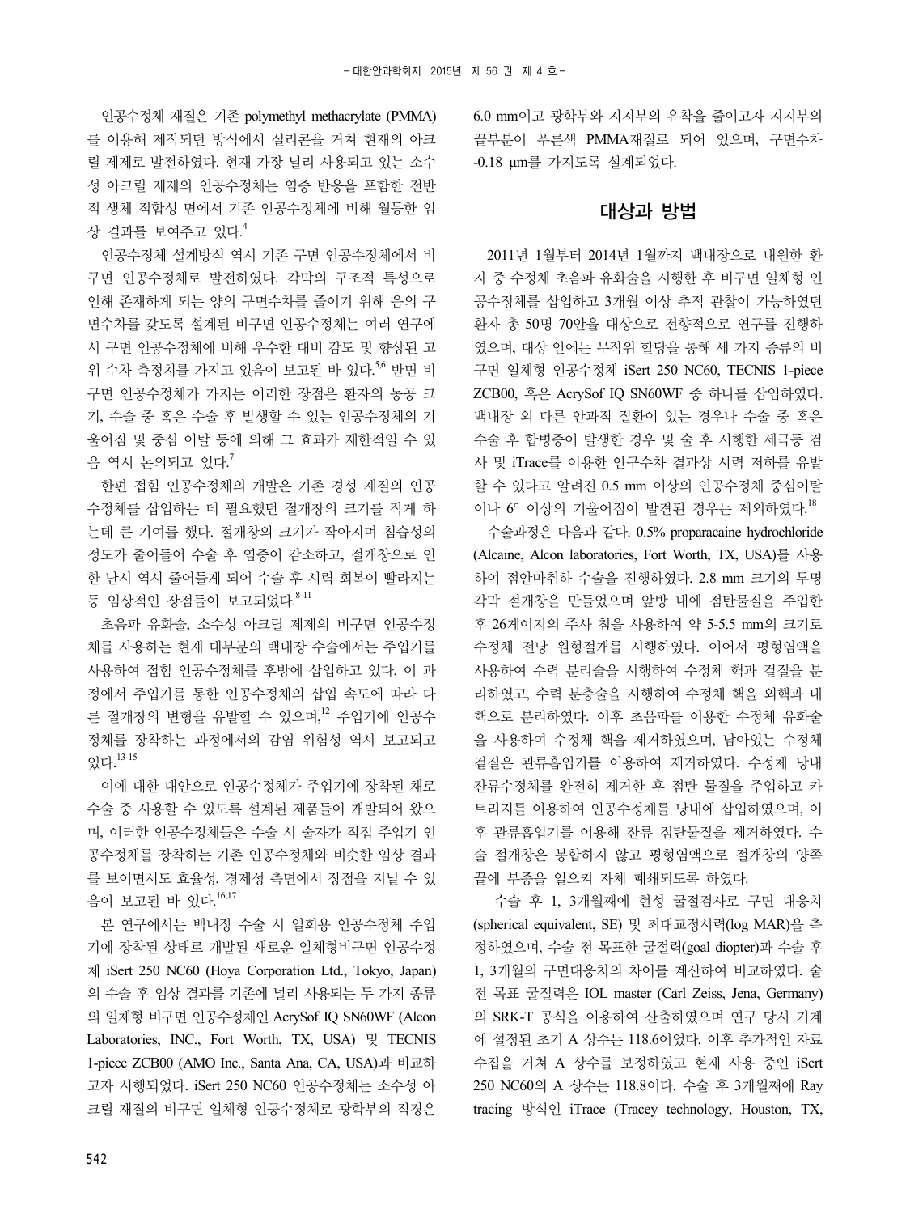인공수정체 재질은 기존 polymethyl methacrylate (PMMA)를 이용해 제작되던 방식에서 실리콘을 거쳐 현재의 아크릴 제제로 발전하였다. 현재 가장 널리 사용되고 있는 소수성 아크릴 제제의 인공수정체는 염증 반응을 포함한 전반적 생체 적합성 면에서 기존 인공수정체에 비해 월등한 임상 결과를 보여주고 있다.[4]

인공수정체 설계방식 역시 기존 구면 인공수정체에서 비구면 인공수정체로 발전하였다. 각막의 구조적 특성으로 인해 존재하게 되는 양의 구면수차를 줄이기 위해 음의 구면수차를 갖도록 설계된 비구면 인공수정체는 여러 연구에서 구면 인공수정체에 비해 우수한 대비 감도 및 향상된 고위 수차 측정치를 가지고 있음이 보고된 바 있다.[5,6] 반면 비구면 인공수정체가 가지는 이러한 장점은 환자의 동공 크기, 수술 중 혹은 수술 후 발생할 수 있는 인공수정체의 기울어짐 및 중심 이탈 등에 의해 그 효과가 제한적일 수 있음 역시 논의되고 있다.[7]

한편 접힘 인공수정체의 개발은 기존 경성 재질의 인공수정체를 삽입하는 데 필요했던 절개창의 크기를 작게 하는데 큰 기여를 했다. 절개창의 크기가 작아지며 침습성의 정도가 줄어들어 수술 후 염증이 감소하고, 절개창으로 인한 난시 역시 줄어들게 되어 수술 후 시력 회복이 빨라지는 등 임상적인 장점들이 보고되었다.[8-11]

초음파 유화술, 소수성 아크릴 제제의 비구면 인공수정체를 사용하는 현재 대부분의 백내장 수술에서는 주입기를 사용하여 접힘 인공수정체를 후방에 삽입하고 있다. 이 과정에서 주입기를 통한 인공수정체의 삽입 속도에 따라 다른 절개창의 변형을 유발할 수 있으며,[12] 주입기에 인공수정체를 장착하는 과정에서의 감염 위험성 역시 보고되고 있다.[13-15]

이에 대한 대안으로 인공수정체가 주입기에 장착된 채로 수술 중 사용할 수 있도록 설계된 제품들이 개발되어 왔으며, 이러한 인공수정체들은 수술 시 술자가 직접 주입기 인공수정체를 장착하는 기존 인공수정체와 비슷한 임상 결과를 보이면서도 효율성, 경제성 측면에서 장점을 지닐 수 있음이 보고된 바 있다.[16,17]

본 연구에서는 백내장 수술 시 일회용 인공수정체 주입기에 장착된 상태로 개발된 새로운 일체형비구면 인공수정체 iSert 250 NC60 (Hoya Corporation Ltd., Tokyo, Japan)의 수술 후 임상 결과를 기존에 널리 사용되는 두 가지 종류의 일체형 비구면 인공수정체인 AcrySof IQ SN60WF (Alcon Laboratories, INC., Fort Worth, TX, USA) 및 TECNIS 1-piece ZCB00 (AMO Inc., Santa Ana, CA, USA)과 비교하고자 시행되었다. iSert 250 NC60 인공수정체는 소수성 아크릴 재질의 비구면 일체형 인공수정체로 광학부의 직경은 6.0 mm이고 광학부와 지지부의 유착을 줄이고자 지지부의 끝부분이 푸른색 PMMA재질로 되어 있으며, 구면수차 -0.18 μm를 가지도록 설계되었다.

## 대상과 방법

2011년 1월부터 2014년 1월까지 백내장으로 내원한 환자 중 수정체 초음파 유화술을 시행한 후 비구면 일체형 인공수정체를 삽입하고 3개월 이상 추적 관찰이 가능하였던 환자 총 50명 70안을 대상으로 전향적으로 연구를 진행하였으며, 대상 안에는 무작위 할당을 통해 세 가지 종류의 비구면 일체형 인공수정체 iSert 250 NC60, TECNIS 1-piece ZCB00, 혹은 AcrySof IQ SN60WF 중 하나를 삽입하였다. 백내장 외 다른 안과적 질환이 있는 경우나 수술 중 혹은 수술 후 합병증이 발생한 경우 및 술 후 시행한 세극등 검사 및 iTrace를 이용한 안구수차 결과상 시력 저하를 유발할 수 있다고 알려진 0.5 mm 이상의 인공수정체 중심이탈이나 6° 이상의 기울어짐이 발견된 경우는 제외하였다.[18]

수술과정은 다음과 같다. 0.5% proparacaine hydrochloride (Alcaine, Alcon laboratories, Fort Worth, TX, USA)를 사용하여 점안마취하 수술을 진행하였다. 2.8 mm 크기의 투명각막 절개창을 만들었으며 앞방 내에 점탄물질을 주입한 후 26게이지의 주사 침을 사용하여 약 5-5.5 mm의 크기로 수정체 전낭 원형절개를 시행하였다. 이어서 평형염액을 사용하여 수력 분리술을 시행하여 수정체 핵과 겉질을 분리하였고, 수력 분층술을 시행하여 수정체 핵을 외핵과 내핵으로 분리하였다. 이후 초음파를 이용한 수정체 유화술을 사용하여 수정체 핵을 제거하였으며, 남아있는 수정체 겉질은 관류흡입기를 이용하여 제거하였다. 수정체 낭내 잔류수정체를 완전히 제거한 후 점탄 물질을 주입하고 카트리지를 이용하여 인공수정체를 낭내에 삽입하였으며, 이후 관류흡입기를 이용해 잔류 점탄물질을 제거하였다. 수술 절개창은 봉합하지 않고 평형염액으로 절개창의 양쪽 끝에 부종을 일으켜 자체 폐쇄되도록 하였다.

수술 후 1, 3개월째에 현성 굴절검사로 구면 대응치 (spherical equivalent, SE) 및 최대교정시력(log MAR)을 측정하였으며, 수술 전 목표한 굴절력(goal diopter)과 수술 후 1, 3개월의 구면대응치의 차이를 계산하여 비교하였다. 술 전 목표 굴절력은 IOL master (Carl Zeiss, Jena, Germany)의 SRK-T 공식을 이용하여 산출하였으며 연구 당시 기계에 설정된 초기 A 상수는 118.6이었다. 이후 추가적인 자료 수집을 거쳐 A 상수를 보정하였고 현재 사용 중인 iSert 250 NC60의 A 상수는 118.8이다. 수술 후 3개월째에 Ray tracing 방식인 iTrace (Tracey technology, Houston, TX,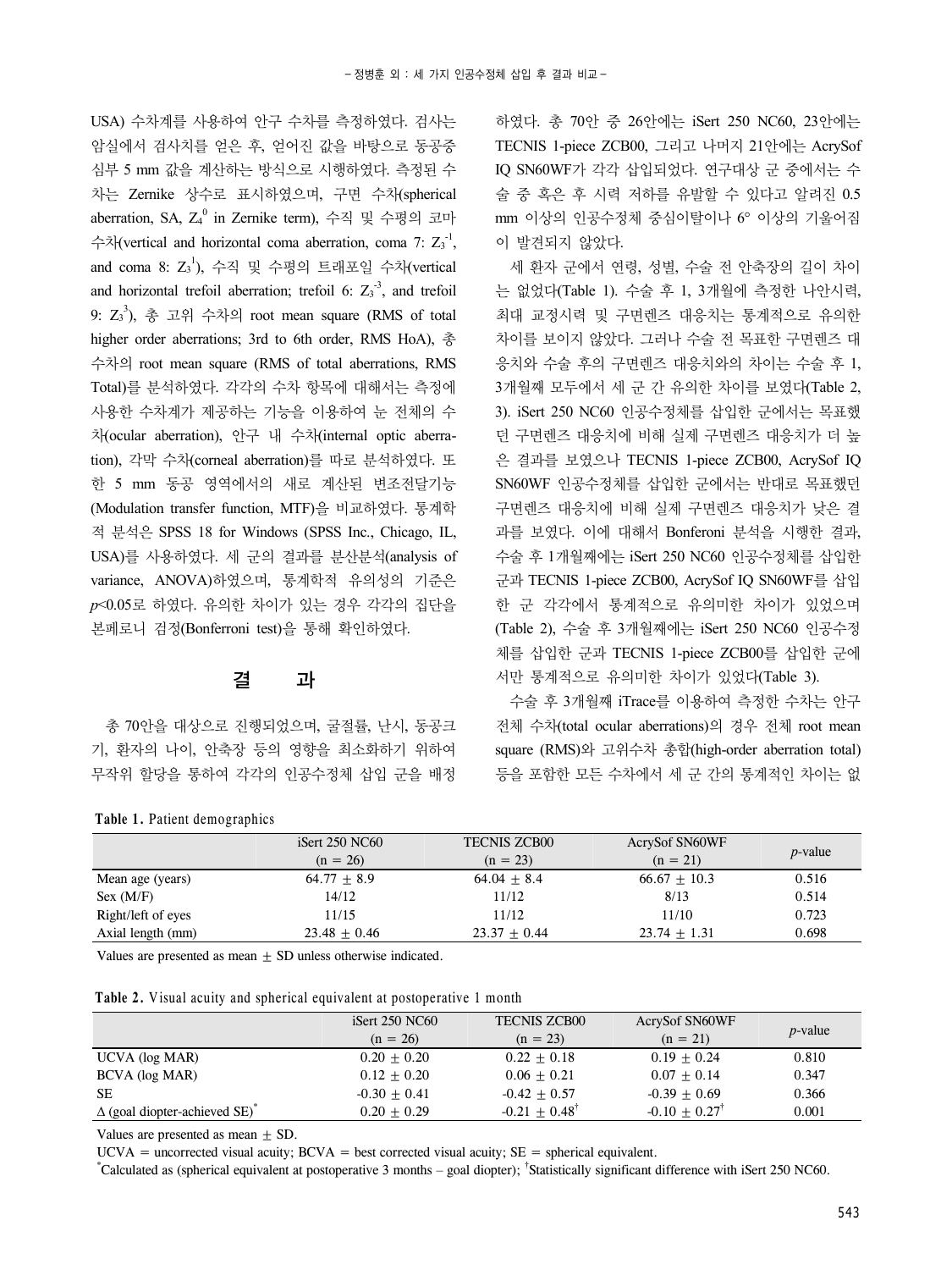USA) 수차계를 사용하여 안구 수차를 측정하였다. 검사는 암실에서 검사치를 얻은 후, 얻어진 값을 바탕으로 동공중심부 5 mm 값을 계산하는 방식으로 시행하였다. 측정된 수차는 Zernike 상수로 표시하였으며, 구면 수차(spherical aberration, SA, $Z_4^0$ in Zernike term), 수직 및 수평의 코마 수차(vertical and horizontal coma aberration, coma 7: $Z_3^{-1}$, and coma 8: $Z_3^1$), 수직 및 수평의 트래포일 수차(vertical and horizontal trefoil aberration; trefoil 6: $Z_3^{-3}$, and trefoil 9: $Z_3^3$), 총 고위 수차의 root mean square (RMS of total higher order aberrations; 3rd to 6th order, RMS HoA), 총 수차의 root mean square (RMS of total aberrations, RMS Total)를 분석하였다. 각각의 수차 항목에 대해서는 측정에 사용한 수차계가 제공하는 기능을 이용하여 눈 전체의 수차(ocular aberration), 안구 내 수차(internal optic aberration), 각막 수차(corneal aberration)를 따로 분석하였다. 또한 5 mm 동공 영역에서의 새로 계산된 변조전달기능(Modulation transfer function, MTF)을 비교하였다. 통계학적 분석은 SPSS 18 for Windows (SPSS Inc., Chicago, IL, USA)를 사용하였다. 세 군의 결과를 분산분석(analysis of variance, ANOVA)하였으며, 통계학적 유의성의 기준은 $p<0.05$로 하였다. 유의한 차이가 있는 경우 각각의 집단을 본페로니 검정(Bonferroni test)을 통해 확인하였다.

## 결 과

총 70안을 대상으로 진행되었으며, 굴절률, 난시, 동공크기, 환자의 나이, 안축장 등의 영향을 최소화하기 위하여 무작위 할당을 통하여 각각의 인공수정체 삽입 군을 배정하였다. 총 70안 중 26안에는 iSert 250 NC60, 23안에는 TECNIS 1-piece ZCB00, 그리고 나머지 21안에는 AcrySof IQ SN60WF가 각각 삽입되었다. 연구대상 군 중에서는 수술 중 혹은 후 시력 저하를 유발할 수 있다고 알려진 0.5 mm 이상의 인공수정체 중심이탈이나 6° 이상의 기울어짐이 발견되지 않았다.

세 환자 군에서 연령, 성별, 수술 전 안축장의 길이 차이는 없었다(Table 1). 수술 후 1, 3개월에 측정한 나안시력, 최대 교정시력 및 구면렌즈 대응치는 통계적으로 유의한 차이를 보이지 않았다. 그러나 수술 전 목표한 구면렌즈 대응치와 수술 후의 구면렌즈 대응치와의 차이는 수술 후 1, 3개월째 모두에서 세 군 간 유의한 차이를 보였다(Table 2, 3). iSert 250 NC60 인공수정체를 삽입한 군에서는 목표했던 구면렌즈 대응치에 비해 실제 구면렌즈 대응치가 더 높은 결과를 보였으나 TECNIS 1-piece ZCB00, AcrySof IQ SN60WF 인공수정체를 삽입한 군에서는 반대로 목표했던 구면렌즈 대응치에 비해 실제 구면렌즈 대응치가 낮은 결과를 보였다. 이에 대해서 Bonferoni 분석을 시행한 결과, 수술 후 1개월째에는 iSert 250 NC60 인공수정체를 삽입한 군과 TECNIS 1-piece ZCB00, AcrySof IQ SN60WF를 삽입한 군 각각에서 통계적으로 유의미한 차이가 있었으며 (Table 2), 수술 후 3개월째에는 iSert 250 NC60 인공수정체를 삽입한 군과 TECNIS 1-piece ZCB00를 삽입한 군에서만 통계적으로 유의미한 차이가 있었다(Table 3).

수술 후 3개월째 iTrace를 이용하여 측정한 수차는 안구 전체 수차(total ocular aberrations)의 경우 전체 root mean square (RMS)와 고위수차 총합(high-order aberration total) 등을 포함한 모든 수차에서 세 군 간의 통계적인 차이는 없

**Table 1.** Patient demographics

| | iSert 250 NC60 (n = 26) | TECNIS ZCB00 (n = 23) | AcrySof SN60WF (n = 21) | *p*-value |
|---|---|---|---|---|
| Mean age (years) | 64.77 ± 8.9 | 64.04 ± 8.4 | 66.67 ± 10.3 | 0.516 |
| Sex (M/F) | 14/12 | 11/12 | 8/13 | 0.514 |
| Right/left of eyes | 11/15 | 11/12 | 11/10 | 0.723 |
| Axial length (mm) | 23.48 ± 0.46 | 23.37 ± 0.44 | 23.74 ± 1.31 | 0.698 |

Values are presented as mean ± SD unless otherwise indicated.

**Table 2.** Visual acuity and spherical equivalent at postoperative 1 month

| | iSert 250 NC60 (n = 26) | TECNIS ZCB00 (n = 23) | AcrySof SN60WF (n = 21) | *p*-value |
|---|---|---|---|---|
| UCVA (log MAR) | 0.20 ± 0.20 | 0.22 ± 0.18 | 0.19 ± 0.24 | 0.810 |
| BCVA (log MAR) | 0.12 ± 0.20 | 0.06 ± 0.21 | 0.07 ± 0.14 | 0.347 |
| SE | -0.30 ± 0.41 | -0.42 ± 0.57 | -0.39 ± 0.69 | 0.366 |
| Δ (goal diopter-achieved SE)* | 0.20 ± 0.29 | -0.21 ± 0.48† | -0.10 ± 0.27† | 0.001 |

Values are presented as mean ± SD.

UCVA = uncorrected visual acuity; BCVA = best corrected visual acuity; SE = spherical equivalent.

*Calculated as (spherical equivalent at postoperative 3 months – goal diopter); †Statistically significant difference with iSert 250 NC60.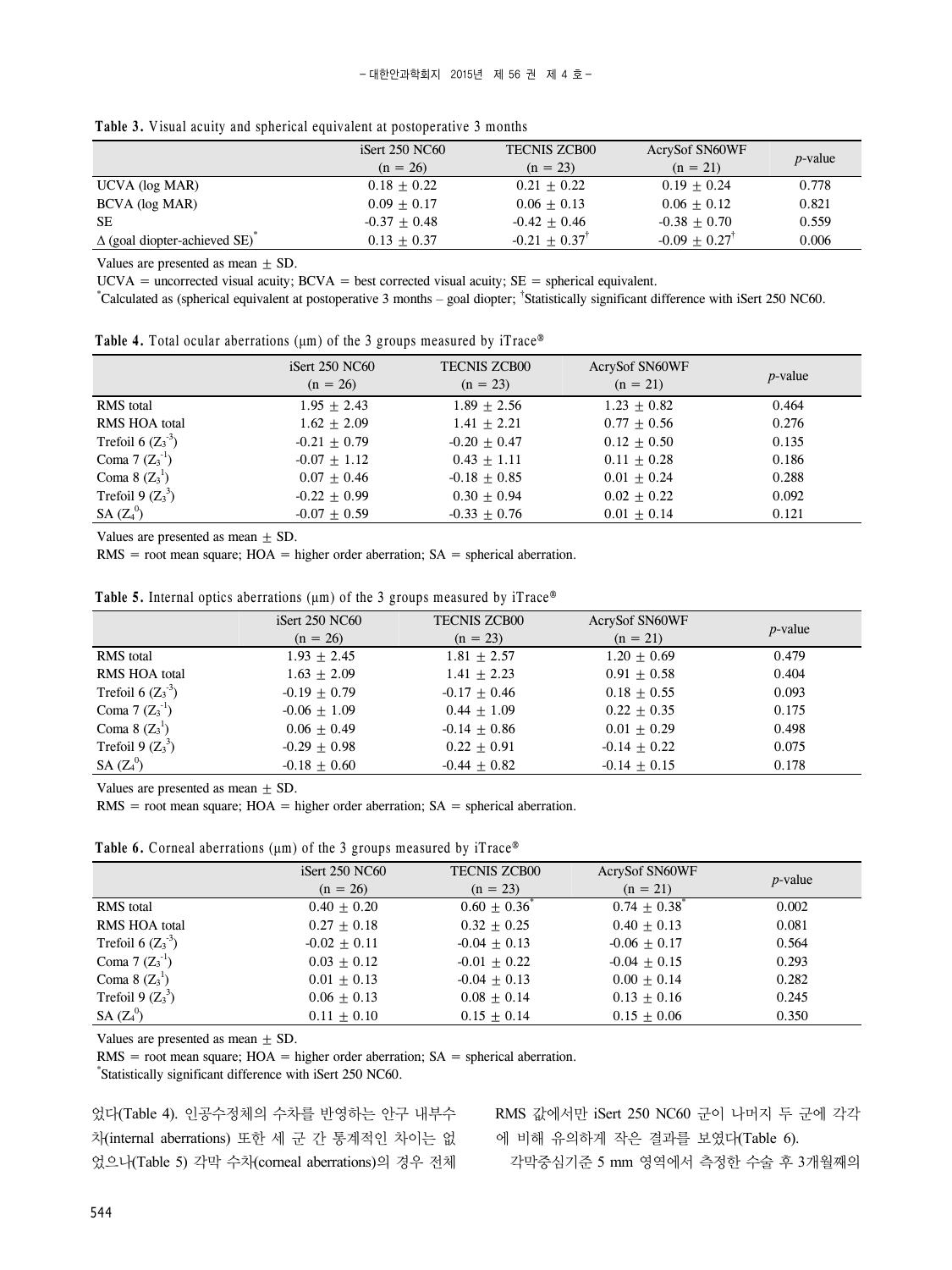**Table 3.** Visual acuity and spherical equivalent at postoperative 3 months

| | iSert 250 NC60 (n = 26) | TECNIS ZCB00 (n = 23) | AcrySof SN60WF (n = 21) | *p*-value |
|---|---|---|---|---|
| UCVA (log MAR) | 0.18 ± 0.22 | 0.21 ± 0.22 | 0.19 ± 0.24 | 0.778 |
| BCVA (log MAR) | 0.09 ± 0.17 | 0.06 ± 0.13 | 0.06 ± 0.12 | 0.821 |
| SE | -0.37 ± 0.48 | -0.42 ± 0.46 | -0.38 ± 0.70 | 0.559 |
| Δ (goal diopter-achieved SE)* | 0.13 ± 0.37 | -0.21 ± 0.37† | -0.09 ± 0.27† | 0.006 |

Values are presented as mean ± SD.

UCVA = uncorrected visual acuity; BCVA = best corrected visual acuity; SE = spherical equivalent.

*Calculated as (spherical equivalent at postoperative 3 months – goal diopter; †Statistically significant difference with iSert 250 NC60.

**Table 4.** Total ocular aberrations (μm) of the 3 groups measured by iTrace®

| | iSert 250 NC60 (n = 26) | TECNIS ZCB00 (n = 23) | AcrySof SN60WF (n = 21) | *p*-value |
|---|---|---|---|---|
| RMS total | 1.95 ± 2.43 | 1.89 ± 2.56 | 1.23 ± 0.82 | 0.464 |
| RMS HOA total | 1.62 ± 2.09 | 1.41 ± 2.21 | 0.77 ± 0.56 | 0.276 |
| Trefoil 6 ($Z_3^{-3}$) | -0.21 ± 0.79 | -0.20 ± 0.47 | 0.12 ± 0.50 | 0.135 |
| Coma 7 ($Z_3^{-1}$) | -0.07 ± 1.12 | 0.43 ± 1.11 | 0.11 ± 0.28 | 0.186 |
| Coma 8 ($Z_3^{1}$) | 0.07 ± 0.46 | -0.18 ± 0.85 | 0.01 ± 0.24 | 0.288 |
| Trefoil 9 ($Z_3^{3}$) | -0.22 ± 0.99 | 0.30 ± 0.94 | 0.02 ± 0.22 | 0.092 |
| SA ($Z_4^{0}$) | -0.07 ± 0.59 | -0.33 ± 0.76 | 0.01 ± 0.14 | 0.121 |

Values are presented as mean ± SD.

RMS = root mean square; HOA = higher order aberration; SA = spherical aberration.

**Table 5.** Internal optics aberrations (μm) of the 3 groups measured by iTrace®

| | iSert 250 NC60 (n = 26) | TECNIS ZCB00 (n = 23) | AcrySof SN60WF (n = 21) | *p*-value |
|---|---|---|---|---|
| RMS total | 1.93 ± 2.45 | 1.81 ± 2.57 | 1.20 ± 0.69 | 0.479 |
| RMS HOA total | 1.63 ± 2.09 | 1.41 ± 2.23 | 0.91 ± 0.58 | 0.404 |
| Trefoil 6 ($Z_3^{-3}$) | -0.19 ± 0.79 | -0.17 ± 0.46 | 0.18 ± 0.55 | 0.093 |
| Coma 7 ($Z_3^{-1}$) | -0.06 ± 1.09 | 0.44 ± 1.09 | 0.22 ± 0.35 | 0.175 |
| Coma 8 ($Z_3^{1}$) | 0.06 ± 0.49 | -0.14 ± 0.86 | 0.01 ± 0.29 | 0.498 |
| Trefoil 9 ($Z_3^{3}$) | -0.29 ± 0.98 | 0.22 ± 0.91 | -0.14 ± 0.22 | 0.075 |
| SA ($Z_4^{0}$) | -0.18 ± 0.60 | -0.44 ± 0.82 | -0.14 ± 0.15 | 0.178 |

Values are presented as mean ± SD.

RMS = root mean square; HOA = higher order aberration; SA = spherical aberration.

**Table 6.** Corneal aberrations (μm) of the 3 groups measured by iTrace®

| | iSert 250 NC60 (n = 26) | TECNIS ZCB00 (n = 23) | AcrySof SN60WF (n = 21) | *p*-value |
|---|---|---|---|---|
| RMS total | 0.40 ± 0.20 | 0.60 ± 0.36* | 0.74 ± 0.38* | 0.002 |
| RMS HOA total | 0.27 ± 0.18 | 0.32 ± 0.25 | 0.40 ± 0.13 | 0.081 |
| Trefoil 6 ($Z_3^{-3}$) | -0.02 ± 0.11 | -0.04 ± 0.13 | -0.06 ± 0.17 | 0.564 |
| Coma 7 ($Z_3^{-1}$) | 0.03 ± 0.12 | -0.01 ± 0.22 | -0.04 ± 0.15 | 0.293 |
| Coma 8 ($Z_3^{1}$) | 0.01 ± 0.13 | -0.04 ± 0.13 | 0.00 ± 0.14 | 0.282 |
| Trefoil 9 ($Z_3^{3}$) | 0.06 ± 0.13 | 0.08 ± 0.14 | 0.13 ± 0.16 | 0.245 |
| SA ($Z_4^{0}$) | 0.11 ± 0.10 | 0.15 ± 0.14 | 0.15 ± 0.06 | 0.350 |

Values are presented as mean ± SD.

RMS = root mean square; HOA = higher order aberration; SA = spherical aberration.

*Statistically significant difference with iSert 250 NC60.

었다(Table 4). 인공수정체의 수차를 반영하는 안구 내부수차(internal aberrations) 또한 세 군 간 통계적인 차이는 없었으나(Table 5) 각막 수차(corneal aberrations)의 경우 전체 RMS 값에서만 iSert 250 NC60 군이 나머지 두 군에 각각에 비해 유의하게 작은 결과를 보였다(Table 6).

각막중심기준 5 mm 영역에서 측정한 수술 후 3개월째의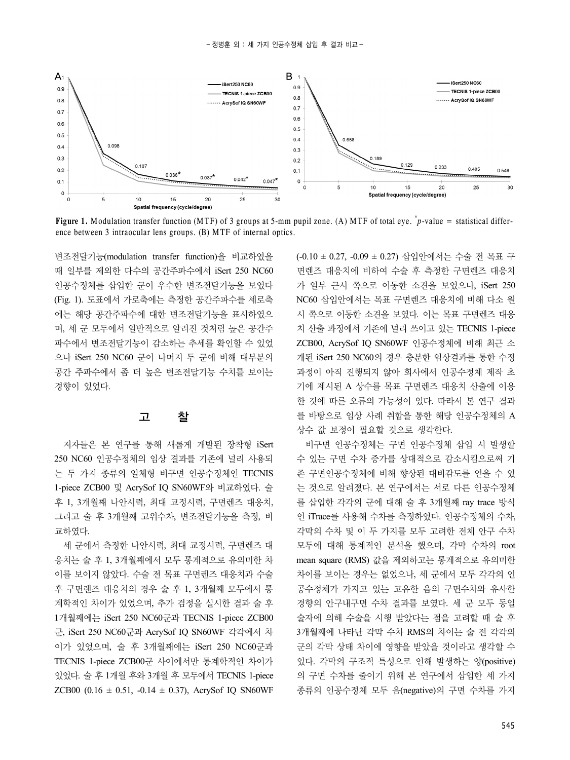Figure 1. Modulation transfer function (MTF) of 3 groups at 5-mm pupil zone. (A) MTF of total eye. *p-value = statistical difference between 3 intraocular lens groups. (B) MTF of internal optics.

변조전달기능(modulation transfer function)을 비교하였을 때 일부를 제외한 다수의 공간주파수에서 iSert 250 NC60 인공수정체를 삽입한 군이 우수한 변조전달기능을 보였다 (Fig. 1). 도표에서 가로축에는 측정한 공간주파수를 세로축에는 해당 공간주파수에 대한 변조전달기능을 표시하였으며, 세 군 모두에서 일반적으로 알려진 것처럼 높은 공간주파수에서 변조전달기능이 감소하는 추세를 확인할 수 있었으나 iSert 250 NC60 군이 나머지 두 군에 비해 대부분의 공간 주파수에서 좀 더 높은 변조전달기능 수치를 보이는 경향이 있었다.

## 고 찰

저자들은 본 연구를 통해 새롭게 개발된 장착형 iSert 250 NC60 인공수정체의 임상 결과를 기존에 널리 사용되는 두 가지 종류의 일체형 비구면 인공수정체인 TECNIS 1-piece ZCB00 및 AcrySof IQ SN60WF와 비교하였다. 술 후 1, 3개월째 나안시력, 최대 교정시력, 구면렌즈 대응치, 그리고 술 후 3개월째 고위수차, 변조전달기능을 측정, 비교하였다.

세 군에서 측정한 나안시력, 최대 교정시력, 구면렌즈 대응치는 술 후 1, 3개월째에서 모두 통계적으로 유의미한 차이를 보이지 않았다. 수술 전 목표 구면렌즈 대응치과 수술 후 구면렌즈 대응치의 경우 술 후 1, 3개월째 모두에서 통계학적인 차이가 있었으며, 추가 검정을 실시한 결과 술 후 1개월째에는 iSert 250 NC60군과 TECNIS 1-piece ZCB00군, iSert 250 NC60군과 AcrySof IQ SN60WF 각각에서 차이가 있었으며, 술 후 3개월째에는 iSert 250 NC60군과 TECNIS 1-piece ZCB00군 사이에서만 통계학적인 차이가 있었다. 술 후 1개월 후와 3개월 후 모두에서 TECNIS 1-piece ZCB00 (0.16 ± 0.51, -0.14 ± 0.37), AcrySof IQ SN60WF (-0.10 ± 0.27, -0.09 ± 0.27) 삽입안에서는 수술 전 목표 구면렌즈 대응치에 비하여 수술 후 측정한 구면렌즈 대응치가 일부 근시 쪽으로 이동한 소견을 보였으나, iSert 250 NC60 삽입안에서는 목표 구면렌즈 대응치에 비해 다소 원시 쪽으로 이동한 소견을 보였다. 이는 목표 구면렌즈 대응치 산출 과정에서 기존에 널리 쓰이고 있는 TECNIS 1-piece ZCB00, AcrySof IQ SN60WF 인공수정체에 비해 최근 소개된 iSert 250 NC60의 경우 충분한 임상결과를 통한 수정 과정이 아직 진행되지 않아 회사에서 인공수정체 제작 초기에 제시된 A 상수를 목표 구면렌즈 대응치 산출에 이용한 것에 따른 오류의 가능성이 있다. 따라서 본 연구 결과를 바탕으로 임상 사례 취합을 통한 해당 인공수정체의 A 상수 값 보정이 필요할 것으로 생각한다.

비구면 인공수정체는 구면 인공수정체 삽입 시 발생할 수 있는 구면 수차 증가를 상대적으로 감소시킴으로써 기존 구면인공수정체에 비해 향상된 대비감도를 얻을 수 있는 것으로 알려졌다. 본 연구에서는 서로 다른 인공수정체를 삽입한 각각의 군에 대해 술 후 3개월째 ray trace 방식인 iTrace를 사용해 수차를 측정하였다. 인공수정체의 수차, 각막의 수차 및 이 두 가지를 모두 고려한 전체 안구 수차 모두에 대해 통계적인 분석을 했으며, 각막 수차의 root mean square (RMS) 값을 제외하고는 통계적으로 유의미한 차이를 보이는 경우는 없었으나, 세 군에서 모두 각각의 인공수정체가 가지고 있는 고유한 음의 구면수차와 유사한 경향의 안구내구면 수차 결과를 보였다. 세 군 모두 동일 술자에 의해 수술을 시행 받았다는 점을 고려할 때 술 후 3개월째에 나타난 각막 수차 RMS의 차이는 술 전 각각의 군의 각막 상태 차이에 영향을 받았을 것이라고 생각할 수 있다. 각막의 구조적 특성으로 인해 발생하는 양(positive)의 구면 수차를 줄이기 위해 본 연구에서 삽입한 세 가지 종류의 인공수정체 모두 음(negative)의 구면 수차를 가지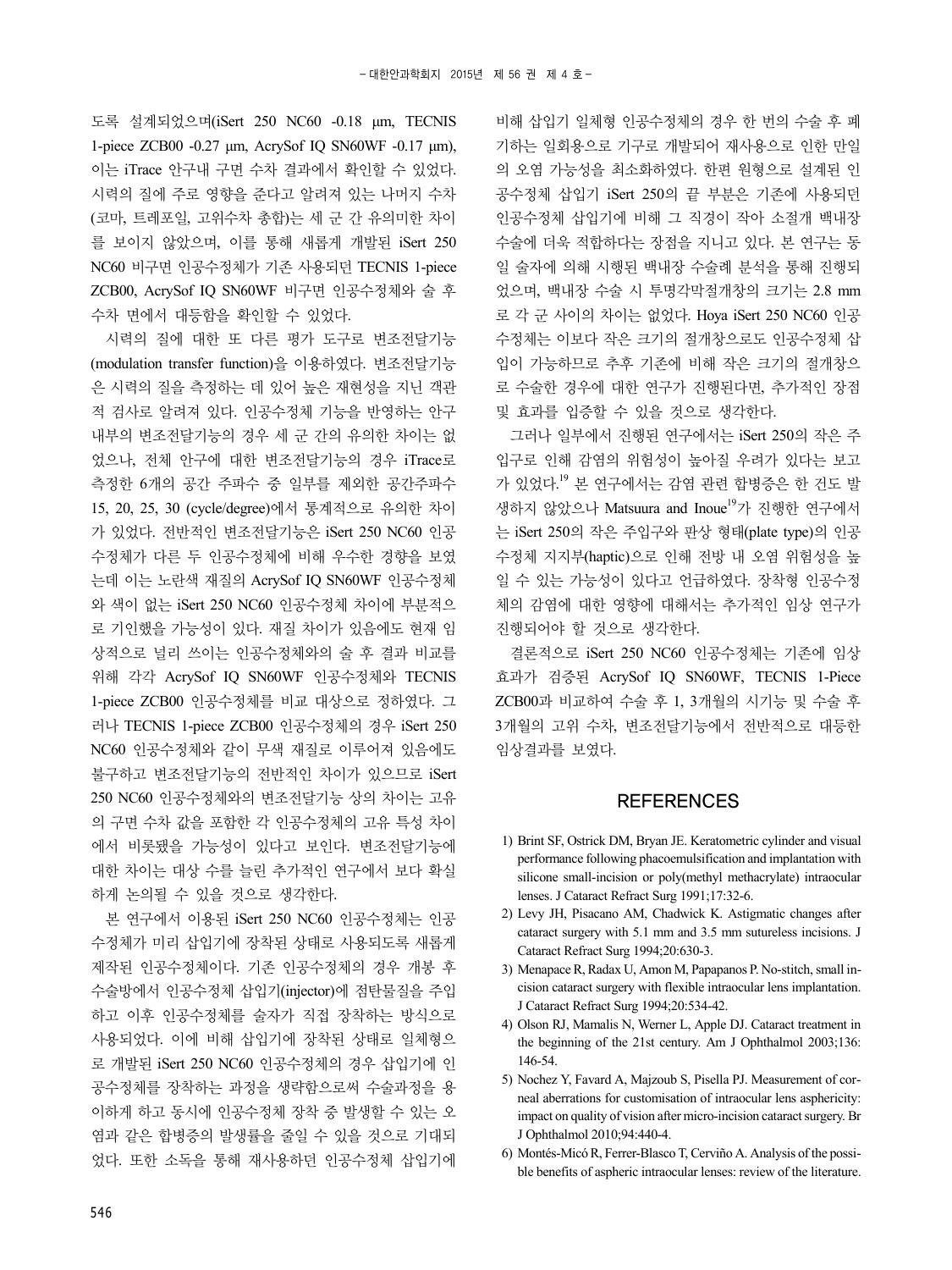도록 설계되었으며(iSert 250 NC60 -0.18 μm, TECNIS 1-piece ZCB00 -0.27 μm, AcrySof IQ SN60WF -0.17 μm), 이는 iTrace 안구내 구면 수차 결과에서 확인할 수 있었다. 시력의 질에 주로 영향을 준다고 알려져 있는 나머지 수차(코마, 트레포일, 고위수차 총합)는 세 군 간 유의미한 차이를 보이지 않았으며, 이를 통해 새롭게 개발된 iSert 250 NC60 비구면 인공수정체가 기존 사용되던 TECNIS 1-piece ZCB00, AcrySof IQ SN60WF 비구면 인공수정체와 술 후 수차 면에서 대등함을 확인할 수 있었다.

시력의 질에 대한 또 다른 평가 도구로 변조전달기능(modulation transfer function)을 이용하였다. 변조전달기능은 시력의 질을 측정하는 데 있어 높은 재현성을 지닌 객관적 검사로 알려져 있다. 인공수정체 기능을 반영하는 안구 내부의 변조전달기능의 경우 세 군 간의 유의한 차이는 없었으나, 전체 안구에 대한 변조전달기능의 경우 iTrace로 측정한 6개의 공간 주파수 중 일부를 제외한 공간주파수 15, 20, 25, 30 (cycle/degree)에서 통계적으로 유의한 차이가 있었다. 전반적인 변조전달기능은 iSert 250 NC60 인공수정체가 다른 두 인공수정체에 비해 우수한 경향을 보였는데 이는 노란색 재질의 AcrySof IQ SN60WF 인공수정체와 색이 없는 iSert 250 NC60 인공수정체 차이에 부분적으로 기인했을 가능성이 있다. 재질 차이가 있음에도 현재 임상적으로 널리 쓰이는 인공수정체와의 술 후 결과 비교를 위해 각각 AcrySof IQ SN60WF 인공수정체와 TECNIS 1-piece ZCB00 인공수정체를 비교 대상으로 정하였다. 그러나 TECNIS 1-piece ZCB00 인공수정체의 경우 iSert 250 NC60 인공수정체와 같이 무색 재질로 이루어져 있음에도 불구하고 변조전달기능의 전반적인 차이가 있으므로 iSert 250 NC60 인공수정체와의 변조전달기능 상의 차이는 고유의 구면 수차 값을 포함한 각 인공수정체의 고유 특성 차이에서 비롯됐을 가능성이 있다고 보인다. 변조전달기능에 대한 차이는 대상 수를 늘린 추가적인 연구에서 보다 확실하게 논의될 수 있을 것으로 생각한다.

본 연구에서 이용된 iSert 250 NC60 인공수정체는 인공수정체가 미리 삽입기에 장착된 상태로 사용되도록 새롭게 제작된 인공수정체이다. 기존 인공수정체의 경우 개봉 후 수술방에서 인공수정체 삽입기(injector)에 점탄물질을 주입하고 이후 인공수정체를 술자가 직접 장착하는 방식으로 사용되었다. 이에 비해 삽입기에 장착된 상태로 일체형으로 개발된 iSert 250 NC60 인공수정체의 경우 삽입기에 인공수정체를 장착하는 과정을 생략함으로써 수술과정을 용이하게 하고 동시에 인공수정체 장착 중 발생할 수 있는 오염과 같은 합병증의 발생률을 줄일 수 있을 것으로 기대되었다. 또한 소독을 통해 재사용하던 인공수정체 삽입기에 비해 삽입기 일체형 인공수정체의 경우 한 번의 수술 후 폐기하는 일회용으로 기구로 개발되어 재사용으로 인한 만일의 오염 가능성을 최소화하였다. 한편 원형으로 설계된 인공수정체 삽입기 iSert 250의 끝 부분은 기존에 사용되던 인공수정체 삽입기에 비해 그 직경이 작아 소절개 백내장 수술에 더욱 적합하다는 장점을 지니고 있다. 본 연구는 동일 술자에 의해 시행된 백내장 수술례 분석을 통해 진행되었으며, 백내장 수술 시 투명각막절개창의 크기는 2.8 mm로 각 군 사이의 차이는 없었다. Hoya iSert 250 NC60 인공수정체는 이보다 작은 크기의 절개창으로도 인공수정체 삽입이 가능하므로 추후 기존에 비해 작은 크기의 절개창으로 수술한 경우에 대한 연구가 진행된다면, 추가적인 장점 및 효과를 입증할 수 있을 것으로 생각한다.

그러나 일부에서 진행된 연구에서는 iSert 250의 작은 주입구로 인해 감염의 위험성이 높아질 우려가 있다는 보고가 있었다.[19] 본 연구에서는 감염 관련 합병증은 한 건도 발생하지 않았으나 Matsuura and Inoue[19]가 진행한 연구에서는 iSert 250의 작은 주입구와 판상 형태(plate type)의 인공수정체 지지부(haptic)으로 인해 전방 내 오염 위험성을 높일 수 있는 가능성이 있다고 언급하였다. 장착형 인공수정체의 감염에 대한 영향에 대해서는 추가적인 임상 연구가 진행되어야 할 것으로 생각한다.

결론적으로 iSert 250 NC60 인공수정체는 기존에 임상 효과가 검증된 AcrySof IQ SN60WF, TECNIS 1-Piece ZCB00과 비교하여 수술 후 1, 3개월의 시기능 및 수술 후 3개월의 고위 수차, 변조전달기능에서 전반적으로 대등한 임상결과를 보였다.

## REFERENCES

1) Brint SF, Ostrick DM, Bryan JE. Keratometric cylinder and visual performance following phacoemulsification and implantation with silicone small-incision or poly(methyl methacrylate) intraocular lenses. J Cataract Refract Surg 1991;17:32-6.
2) Levy JH, Pisacano AM, Chadwick K. Astigmatic changes after cataract surgery with 5.1 mm and 3.5 mm sutureless incisions. J Cataract Refract Surg 1994;20:630-3.
3) Menapace R, Radax U, Amon M, Papapanos P. No-stitch, small incision cataract surgery with flexible intraocular lens implantation. J Cataract Refract Surg 1994;20:534-42.
4) Olson RJ, Mamalis N, Werner L, Apple DJ. Cataract treatment in the beginning of the 21st century. Am J Ophthalmol 2003;136:146-54.
5) Nochez Y, Favard A, Majzoub S, Pisella PJ. Measurement of corneal aberrations for customisation of intraocular lens asphericity: impact on quality of vision after micro-incision cataract surgery. Br J Ophthalmol 2010;94:440-4.
6) Montés-Micó R, Ferrer-Blasco T, Cerviño A. Analysis of the possible benefits of aspheric intraocular lenses: review of the literature.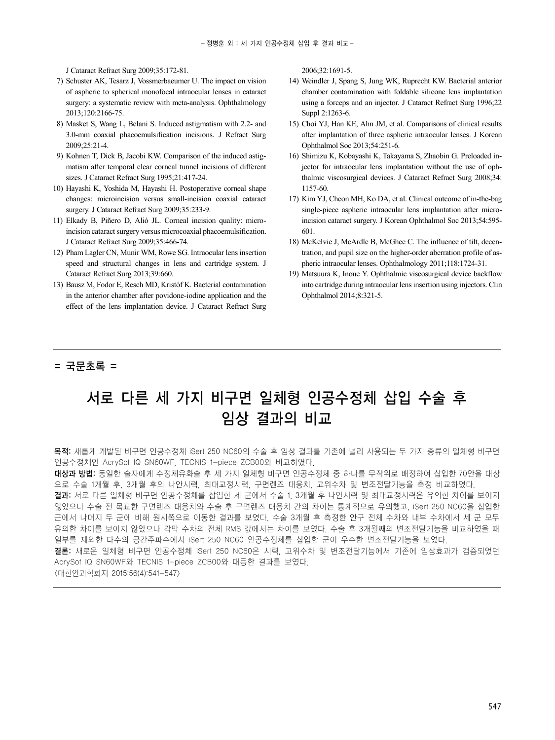J Cataract Refract Surg 2009;35:172-81.

7) Schuster AK, Tesarz J, Vossmerbaeumer U. The impact on vision of aspheric to spherical monofocal intraocular lenses in cataract surgery: a systematic review with meta-analysis. Ophthalmology 2013;120:2166-75.
8) Masket S, Wang L, Belani S. Induced astigmatism with 2.2- and 3.0-mm coaxial phacoemulsification incisions. J Refract Surg 2009;25:21-4.
9) Kohnen T, Dick B, Jacobi KW. Comparison of the induced astigmatism after temporal clear corneal tunnel incisions of different sizes. J Cataract Refract Surg 1995;21:417-24.
10) Hayashi K, Yoshida M, Hayashi H. Postoperative corneal shape changes: microincision versus small-incision coaxial cataract surgery. J Cataract Refract Surg 2009;35:233-9.
11) Elkady B, Piñero D, Alió JL. Corneal incision quality: microincision cataract surgery versus microcoaxial phacoemulsification. J Cataract Refract Surg 2009;35:466-74.
12) Pham Lagler CN, Munir WM, Rowe SG. Intraocular lens insertion speed and structural changes in lens and cartridge system. J Cataract Refract Surg 2013;39:660.
13) Bausz M, Fodor E, Resch MD, Kristóf K. Bacterial contamination in the anterior chamber after povidone-iodine application and the effect of the lens implantation device. J Cataract Refract Surg 2006;32:1691-5.
14) Weindler J, Spang S, Jung WK, Ruprecht KW. Bacterial anterior chamber contamination with foldable silicone lens implantation using a forceps and an injector. J Cataract Refract Surg 1996;22 Suppl 2:1263-6.
15) Choi YJ, Han KE, Ahn JM, et al. Comparisons of clinical results after implantation of three aspheric intraocular lenses. J Korean Ophthalmol Soc 2013;54:251-6.
16) Shimizu K, Kobayashi K, Takayama S, Zhaobin G. Preloaded injector for intraocular lens implantation without the use of ophthalmic viscosurgical devices. J Cataract Refract Surg 2008;34:1157-60.
17) Kim YJ, Cheon MH, Ko DA, et al. Clinical outcome of in-the-bag single-piece aspheric intraocular lens implantation after microincision cataract surgery. J Korean Ophthalmol Soc 2013;54:595-601.
18) McKelvie J, McArdle B, McGhee C. The influence of tilt, decentration, and pupil size on the higher-order aberration profile of aspheric intraocular lenses. Ophthalmology 2011;118:1724-31.
19) Matsuura K, Inoue Y. Ophthalmic viscosurgical device backflow into cartridge during intraocular lens insertion using injectors. Clin Ophthalmol 2014;8:321-5.

= 국문초록 =

# 서로 다른 세 가지 비구면 일체형 인공수정체 삽입 수술 후 임상 결과의 비교

**목적:** 새롭게 개발된 비구면 인공수정체 iSert 250 NC60의 수술 후 임상 결과를 기존에 널리 사용되는 두 가지 종류의 일체형 비구면 인공수정체인 AcrySof IQ SN60WF, TECNIS 1-piece ZCB00와 비교하였다.

**대상과 방법:** 동일한 술자에게 수정체유화술 후 세 가지 일체형 비구면 인공수정체 중 하나를 무작위로 배정하여 삽입한 70안을 대상으로 수술 1개월 후, 3개월 후의 나안시력, 최대교정시력, 구면렌즈 대응치, 고위수차 및 변조전달기능을 측정 비교하였다.

**결과:** 서로 다른 일체형 비구면 인공수정체를 삽입한 세 군에서 수술 1, 3개월 후 나안시력 및 최대교정시력은 유의한 차이를 보이지 않았으나 수술 전 목표한 구면렌즈 대응치와 수술 후 구면렌즈 대응치 간의 차이는 통계적으로 유의했고, iSert 250 NC60을 삽입한 군에서 나머지 두 군에 비해 원시쪽으로 이동한 결과를 보였다. 수술 3개월 후 측정한 안구 전체 수차와 내부 수차에서 세 군 모두 유의한 차이를 보이지 않았으나 각막 수차의 전체 RMS 값에서는 차이를 보였다. 수술 후 3개월째의 변조전달기능을 비교하였을 때 일부를 제외한 다수의 공간주파수에서 iSert 250 NC60 인공수정체를 삽입한 군이 우수한 변조전달기능을 보였다.

**결론:** 새로운 일체형 비구면 인공수정체 iSert 250 NC60은 시력, 고위수차 및 변조전달기능에서 기존에 임상효과가 검증되었던 AcrySof IQ SN60WF와 TECNIS 1-piece ZCB00와 대등한 결과를 보였다.

〈대한안과학회지 2015;56(4):541-547〉